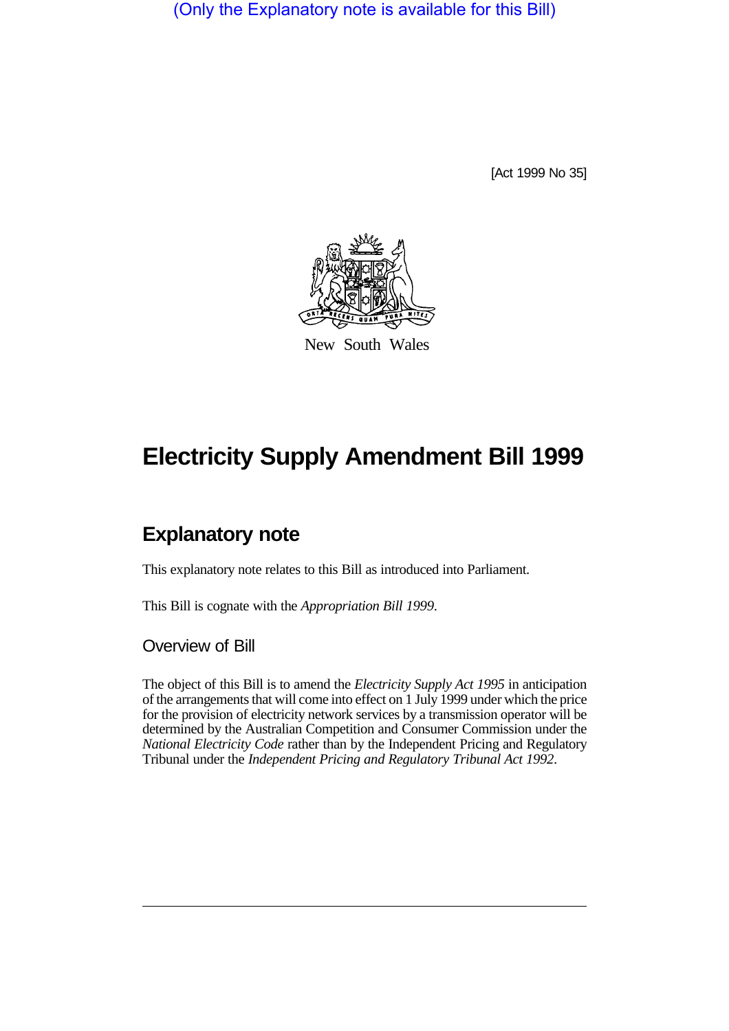(Only the Explanatory note is available for this Bill)

[Act 1999 No 35]

New South Wales

# Electricity Supply Amendment Bill 1999

## Explanatory note

This explanatory note relates to this Bill as introduced into Parliament.

This Bill is cognate with the *Appropriation Bill 1999*.

### Overview of Bill

The object of this Bill is to amend the *Electricity Supply Act 1995* in anticipation of the arrangements that will come into effect on 1 July 1999 under which the price for the provision of electricity network services by a transmission operator will be determined by the Australian Competition and Consumer Commission under the *National Electricity Code* rather than by the Independent Pricing and Regulatory Tribunal under the *Independent Pricing and Regulatory Tribunal Act 1992*.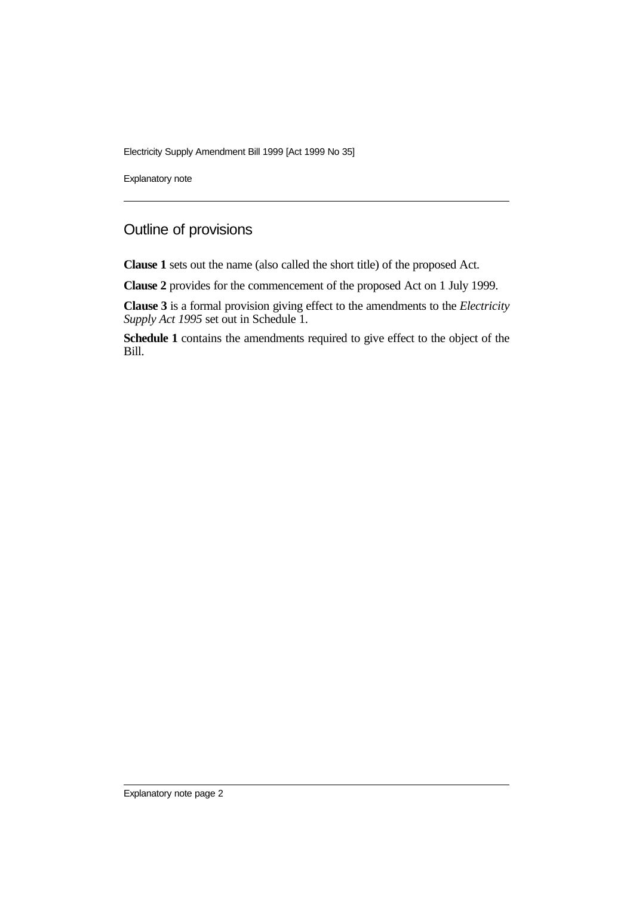## Outline of provisions

**Clause 1** sets out the name (also called the short title) of the proposed Act.

**Clause 2** provides for the commencement of the proposed Act on 1 July 1999.

**Clause 3** is a formal provision giving effect to the amendments to the *Electricity Supply Act 1995* set out in Schedule 1.

**Schedule 1** contains the amendments required to give effect to the object of the Bill.